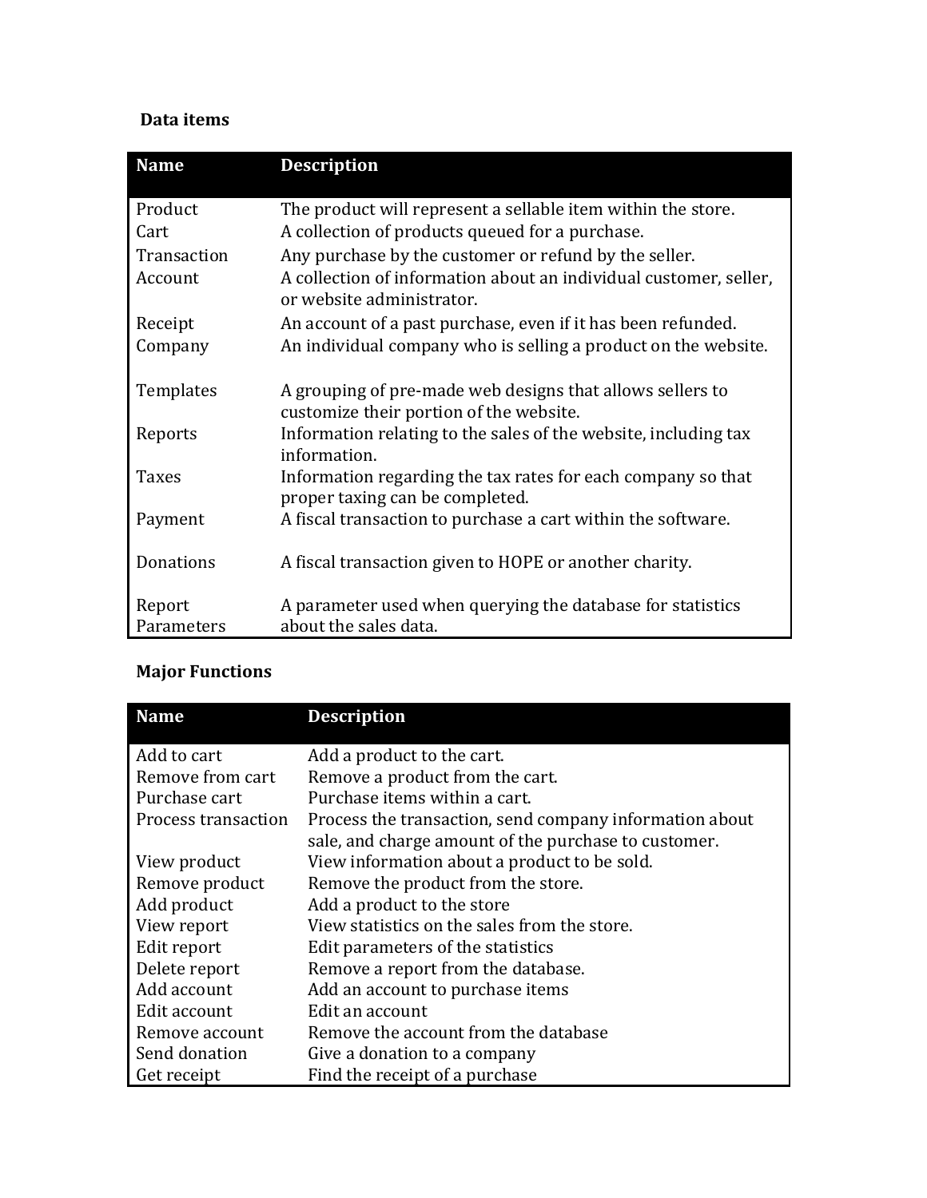### Data items

| Name | Description |
|---|---|
| Product | The product will represent a sellable item within the store. |
| Cart | A collection of products queued for a purchase. |
| Transaction | Any purchase by the customer or refund by the seller. |
| Account | A collection of information about an individual customer, seller, or website administrator. |
| Receipt | An account of a past purchase, even if it has been refunded. |
| Company | An individual company who is selling a product on the website. |
| Templates | A grouping of pre-made web designs that allows sellers to customize their portion of the website. |
| Reports | Information relating to the sales of the website, including tax information. |
| Taxes | Information regarding the tax rates for each company so that proper taxing can be completed. |
| Payment | A fiscal transaction to purchase a cart within the software. |
| Donations | A fiscal transaction given to HOPE or another charity. |
| Report Parameters | A parameter used when querying the database for statistics about the sales data. |

### Major Functions

| Name | Description |
|---|---|
| Add to cart | Add a product to the cart. |
| Remove from cart | Remove a product from the cart. |
| Purchase cart | Purchase items within a cart. |
| Process transaction | Process the transaction, send company information about sale, and charge amount of the purchase to customer. |
| View product | View information about a product to be sold. |
| Remove product | Remove the product from the store. |
| Add product | Add a product to the store |
| View report | View statistics on the sales from the store. |
| Edit report | Edit parameters of the statistics |
| Delete report | Remove a report from the database. |
| Add account | Add an account to purchase items |
| Edit account | Edit an account |
| Remove account | Remove the account from the database |
| Send donation | Give a donation to a company |
| Get receipt | Find the receipt of a purchase |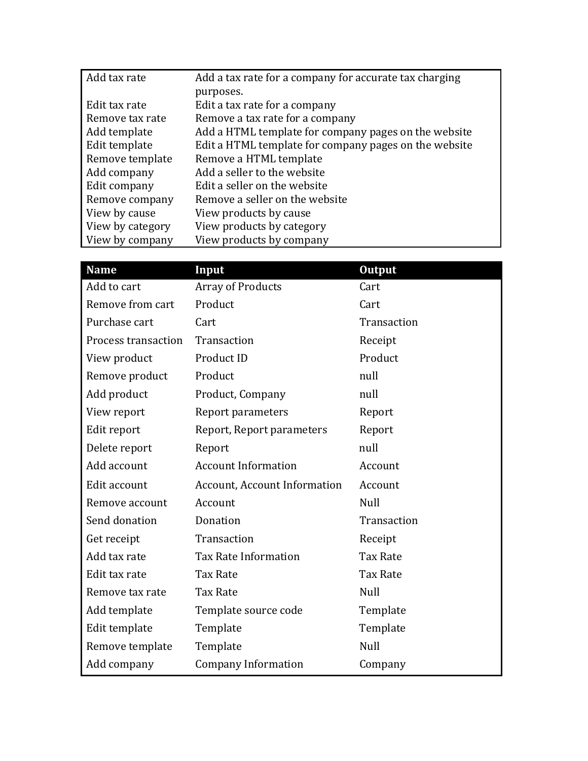| | |
|---|---|
| Add tax rate | Add a tax rate for a company for accurate tax charging purposes. |
| Edit tax rate | Edit a tax rate for a company |
| Remove tax rate | Remove a tax rate for a company |
| Add template | Add a HTML template for company pages on the website |
| Edit template | Edit a HTML template for company pages on the website |
| Remove template | Remove a HTML template |
| Add company | Add a seller to the website |
| Edit company | Edit a seller on the website |
| Remove company | Remove a seller on the website |
| View by cause | View products by cause |
| View by category | View products by category |
| View by company | View products by company |

| Name | Input | Output |
|---|---|---|
| Add to cart | Array of Products | Cart |
| Remove from cart | Product | Cart |
| Purchase cart | Cart | Transaction |
| Process transaction | Transaction | Receipt |
| View product | Product ID | Product |
| Remove product | Product | null |
| Add product | Product, Company | null |
| View report | Report parameters | Report |
| Edit report | Report, Report parameters | Report |
| Delete report | Report | null |
| Add account | Account Information | Account |
| Edit account | Account, Account Information | Account |
| Remove account | Account | Null |
| Send donation | Donation | Transaction |
| Get receipt | Transaction | Receipt |
| Add tax rate | Tax Rate Information | Tax Rate |
| Edit tax rate | Tax Rate | Tax Rate |
| Remove tax rate | Tax Rate | Null |
| Add template | Template source code | Template |
| Edit template | Template | Template |
| Remove template | Template | Null |
| Add company | Company Information | Company |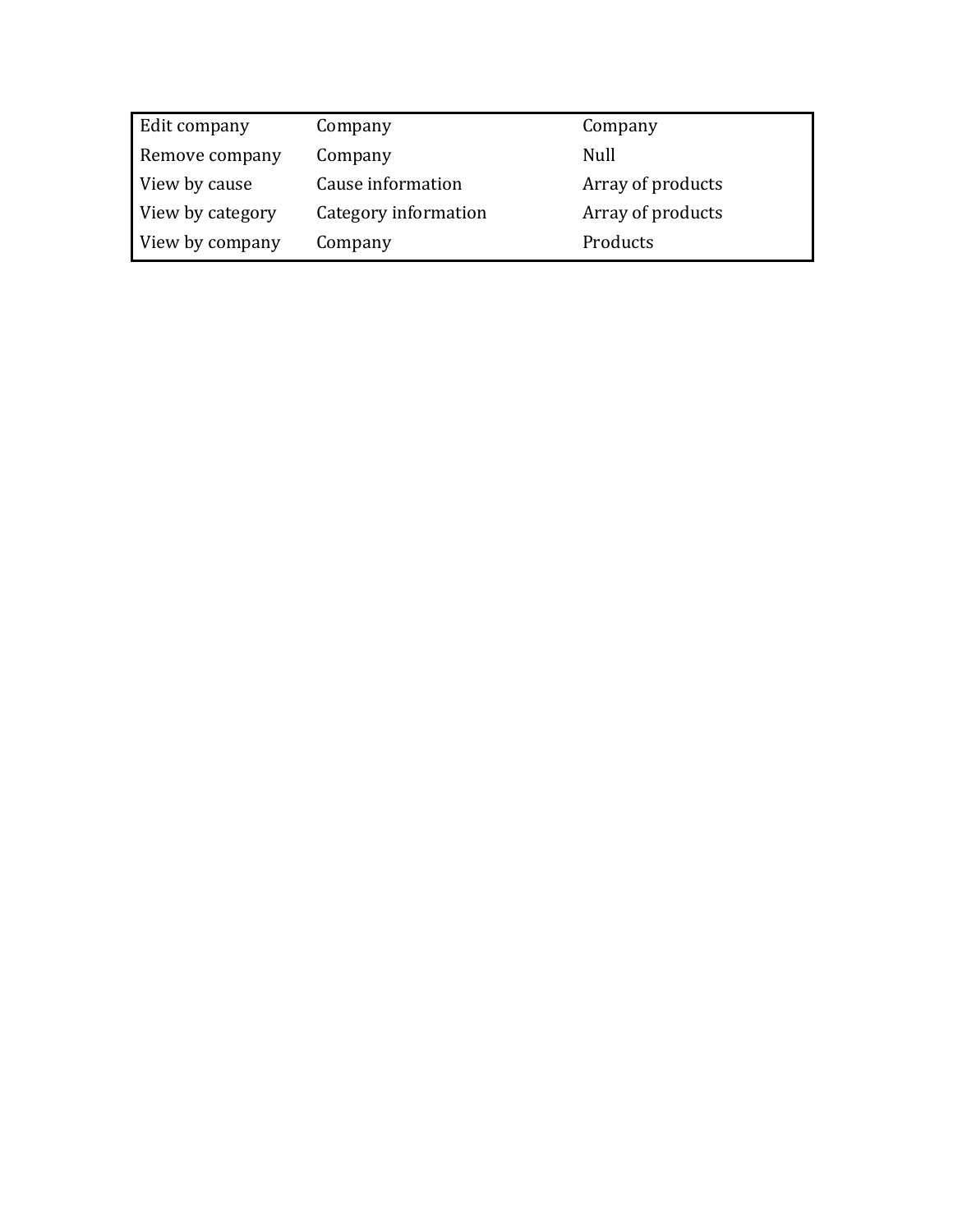| | | |
|---|---|---|
| Edit company | Company | Company |
| Remove company | Company | Null |
| View by cause | Cause information | Array of products |
| View by category | Category information | Array of products |
| View by company | Company | Products |